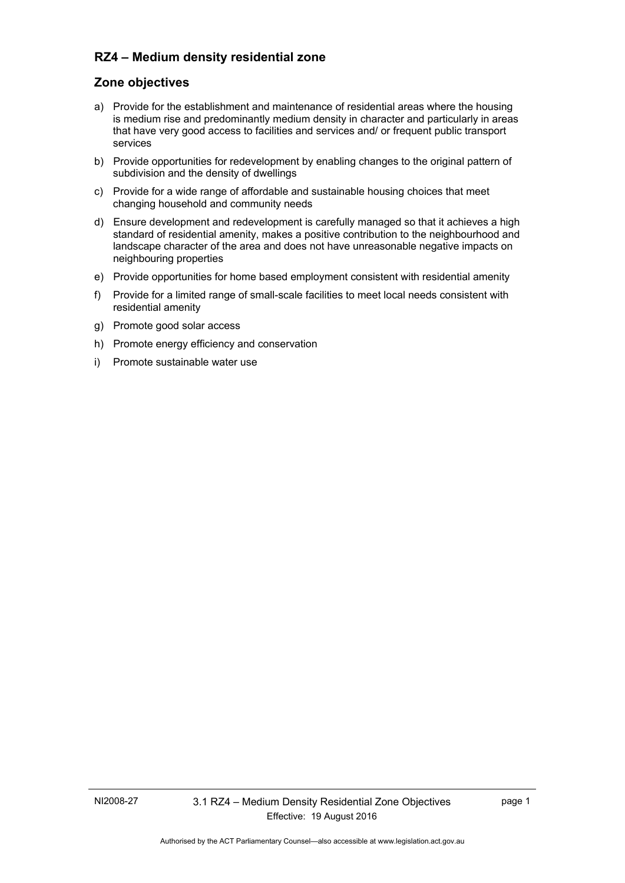## RZ4 – Medium density residential zone

### Zone objectives

a) Provide for the establishment and maintenance of residential areas where the housing is medium rise and predominantly medium density in character and particularly in areas that have very good access to facilities and services and/ or frequent public transport services

b) Provide opportunities for redevelopment by enabling changes to the original pattern of subdivision and the density of dwellings

c) Provide for a wide range of affordable and sustainable housing choices that meet changing household and community needs

d) Ensure development and redevelopment is carefully managed so that it achieves a high standard of residential amenity, makes a positive contribution to the neighbourhood and landscape character of the area and does not have unreasonable negative impacts on neighbouring properties

e) Provide opportunities for home based employment consistent with residential amenity

f) Provide for a limited range of small-scale facilities to meet local needs consistent with residential amenity

g) Promote good solar access

h) Promote energy efficiency and conservation

i) Promote sustainable water use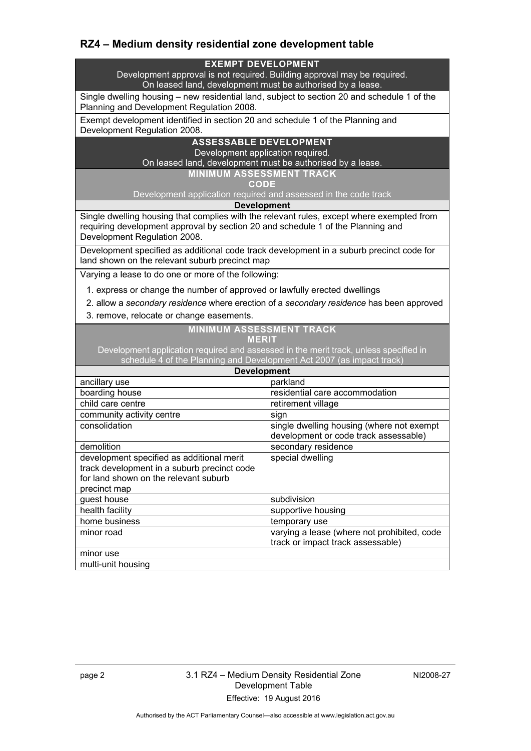## RZ4 – Medium density residential zone development table

| **EXEMPT DEVELOPMENT**<br>Development approval is not required. Building approval may be required.<br>On leased land, development must be authorised by a lease. | |
|---|---|
| Single dwelling housing – new residential land, subject to section 20 and schedule 1 of the Planning and Development Regulation 2008. | |
| Exempt development identified in section 20 and schedule 1 of the Planning and Development Regulation 2008. | |
| **ASSESSABLE DEVELOPMENT**<br>Development application required.<br>On leased land, development must be authorised by a lease. | |
| **MINIMUM ASSESSMENT TRACK**<br>**CODE**<br>Development application required and assessed in the code track | |
| **Development** | |
| Single dwelling housing that complies with the relevant rules, except where exempted from requiring development approval by section 20 and schedule 1 of the Planning and Development Regulation 2008. | |
| Development specified as additional code track development in a suburb precinct code for land shown on the relevant suburb precinct map | |
| Varying a lease to do one or more of the following:<br>1. express or change the number of approved or lawfully erected dwellings<br>2. allow a *secondary residence* where erection of a *secondary residence* has been approved<br>3. remove, relocate or change easements. | |
| **MINIMUM ASSESSMENT TRACK**<br>**MERIT**<br>Development application required and assessed in the merit track, unless specified in schedule 4 of the Planning and Development Act 2007 (as impact track) | |
| **Development** | |
| ancillary use | parkland |
| boarding house | residential care accommodation |
| child care centre | retirement village |
| community activity centre | sign |
| consolidation | single dwelling housing (where not exempt development or code track assessable) |
| demolition | secondary residence |
| development specified as additional merit track development in a suburb precinct code for land shown on the relevant suburb precinct map | special dwelling |
| guest house | subdivision |
| health facility | supportive housing |
| home business | temporary use |
| minor road | varying a lease (where not prohibited, code track or impact track assessable) |
| minor use | |
| multi-unit housing | |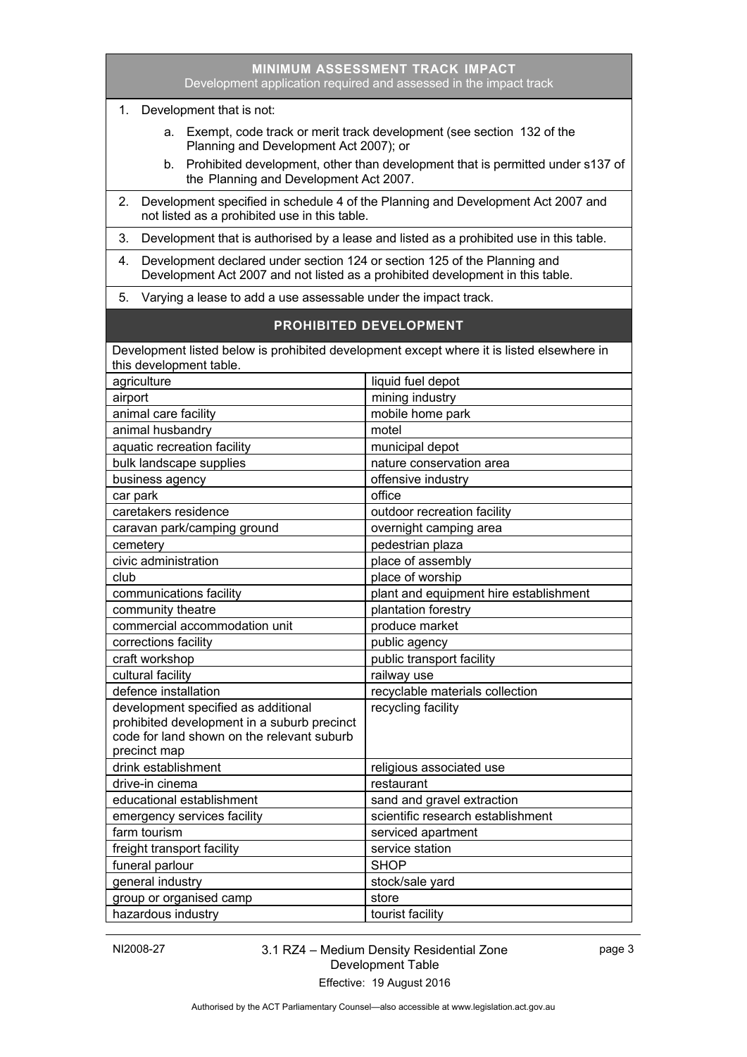## MINIMUM ASSESSMENT TRACK IMPACT

Development application required and assessed in the impact track

1. Development that is not:
   a. Exempt, code track or merit track development (see section 132 of the Planning and Development Act 2007); or
   b. Prohibited development, other than development that is permitted under s137 of the Planning and Development Act 2007.
2. Development specified in schedule 4 of the Planning and Development Act 2007 and not listed as a prohibited use in this table.
3. Development that is authorised by a lease and listed as a prohibited use in this table.
4. Development declared under section 124 or section 125 of the Planning and Development Act 2007 and not listed as a prohibited development in this table.
5. Varying a lease to add a use assessable under the impact track.

## PROHIBITED DEVELOPMENT

Development listed below is prohibited development except where it is listed elsewhere in this development table.

| | |
|---|---|
| agriculture | liquid fuel depot |
| airport | mining industry |
| animal care facility | mobile home park |
| animal husbandry | motel |
| aquatic recreation facility | municipal depot |
| bulk landscape supplies | nature conservation area |
| business agency | offensive industry |
| car park | office |
| caretakers residence | outdoor recreation facility |
| caravan park/camping ground | overnight camping area |
| cemetery | pedestrian plaza |
| civic administration | place of assembly |
| club | place of worship |
| communications facility | plant and equipment hire establishment |
| community theatre | plantation forestry |
| commercial accommodation unit | produce market |
| corrections facility | public agency |
| craft workshop | public transport facility |
| cultural facility | railway use |
| defence installation | recyclable materials collection |
| development specified as additional prohibited development in a suburb precinct code for land shown on the relevant suburb precinct map | recycling facility |
| drink establishment | religious associated use |
| drive-in cinema | restaurant |
| educational establishment | sand and gravel extraction |
| emergency services facility | scientific research establishment |
| farm tourism | serviced apartment |
| freight transport facility | service station |
| funeral parlour | SHOP |
| general industry | stock/sale yard |
| group or organised camp | store |
| hazardous industry | tourist facility |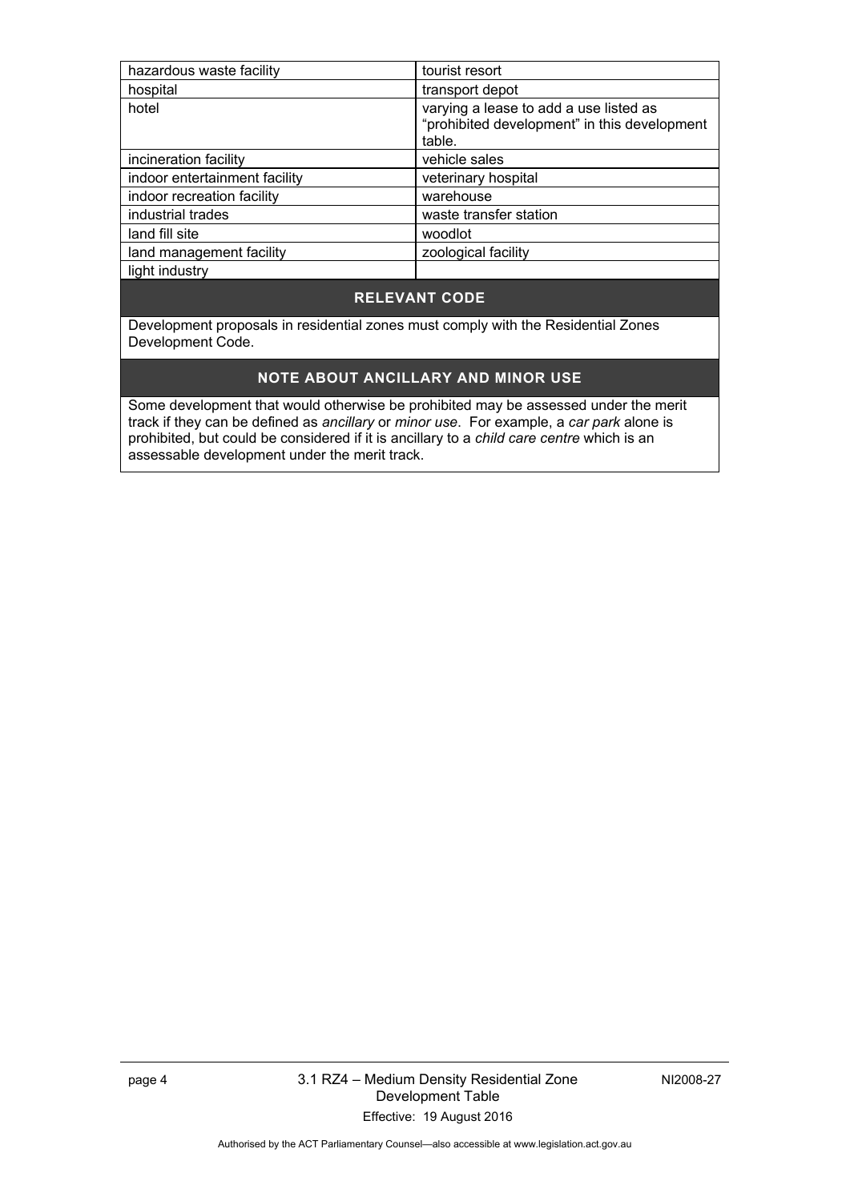| | |
|---|---|
| hazardous waste facility | tourist resort |
| hospital | transport depot |
| hotel | varying a lease to add a use listed as "prohibited development" in this development table. |
| incineration facility | vehicle sales |
| indoor entertainment facility | veterinary hospital |
| indoor recreation facility | warehouse |
| industrial trades | waste transfer station |
| land fill site | woodlot |
| land management facility | zoological facility |
| light industry | |

## RELEVANT CODE

Development proposals in residential zones must comply with the Residential Zones Development Code.

## NOTE ABOUT ANCILLARY AND MINOR USE

Some development that would otherwise be prohibited may be assessed under the merit track if they can be defined as *ancillary* or *minor use*. For example, a *car park* alone is prohibited, but could be considered if it is ancillary to a *child care centre* which is an assessable development under the merit track.